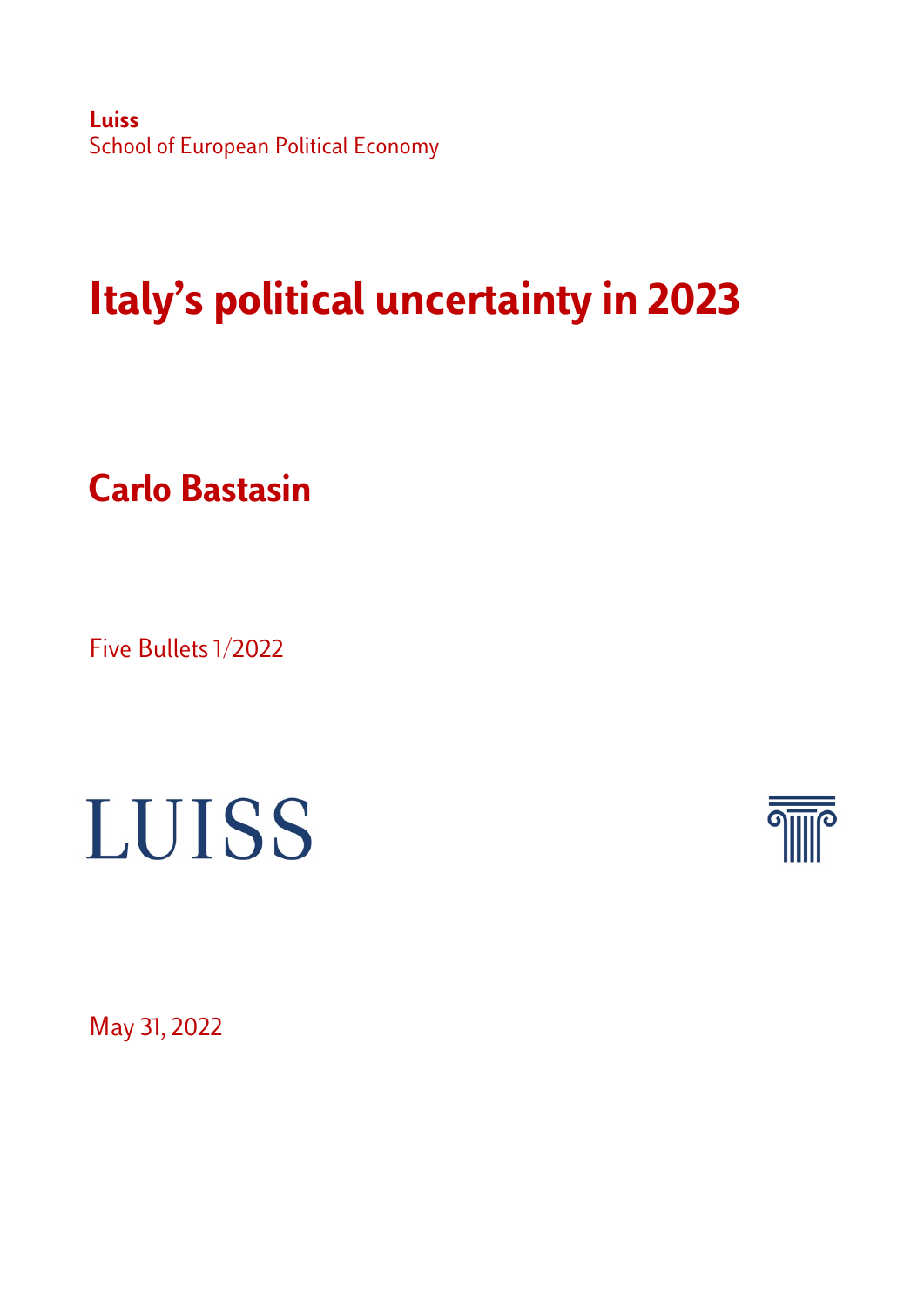**Luiss**
School of European Political Economy

# Italy's political uncertainty in 2023

## Carlo Bastasin

Five Bullets 1/2022

LUISS

May 31, 2022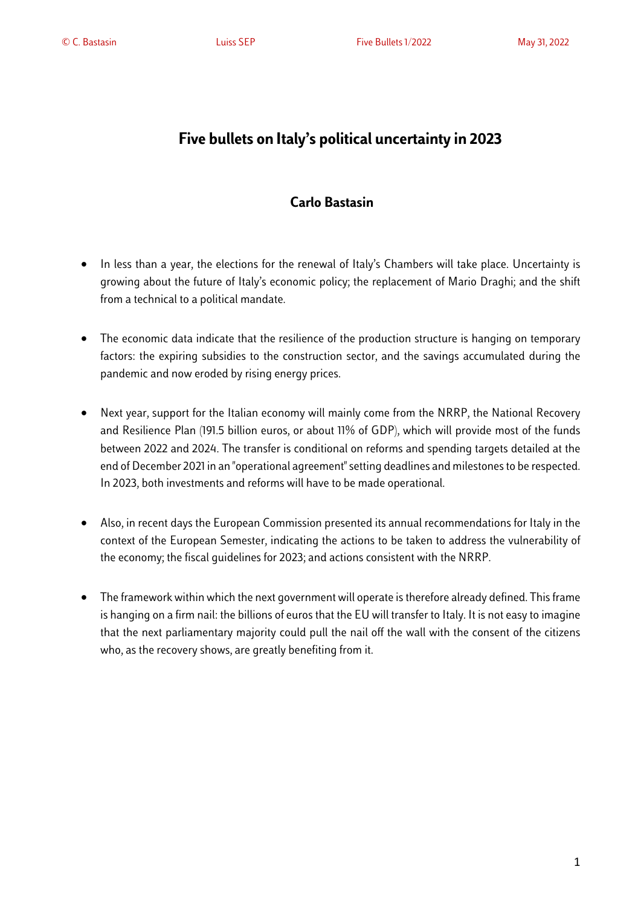# Five bullets on Italy's political uncertainty in 2023

### Carlo Bastasin

- In less than a year, the elections for the renewal of Italy's Chambers will take place. Uncertainty is growing about the future of Italy's economic policy; the replacement of Mario Draghi; and the shift from a technical to a political mandate.

- The economic data indicate that the resilience of the production structure is hanging on temporary factors: the expiring subsidies to the construction sector, and the savings accumulated during the pandemic and now eroded by rising energy prices.

- Next year, support for the Italian economy will mainly come from the NRRP, the National Recovery and Resilience Plan (191.5 billion euros, or about 11% of GDP), which will provide most of the funds between 2022 and 2024. The transfer is conditional on reforms and spending targets detailed at the end of December 2021 in an "operational agreement" setting deadlines and milestones to be respected. In 2023, both investments and reforms will have to be made operational.

- Also, in recent days the European Commission presented its annual recommendations for Italy in the context of the European Semester, indicating the actions to be taken to address the vulnerability of the economy; the fiscal guidelines for 2023; and actions consistent with the NRRP.

- The framework within which the next government will operate is therefore already defined. This frame is hanging on a firm nail: the billions of euros that the EU will transfer to Italy. It is not easy to imagine that the next parliamentary majority could pull the nail off the wall with the consent of the citizens who, as the recovery shows, are greatly benefiting from it.